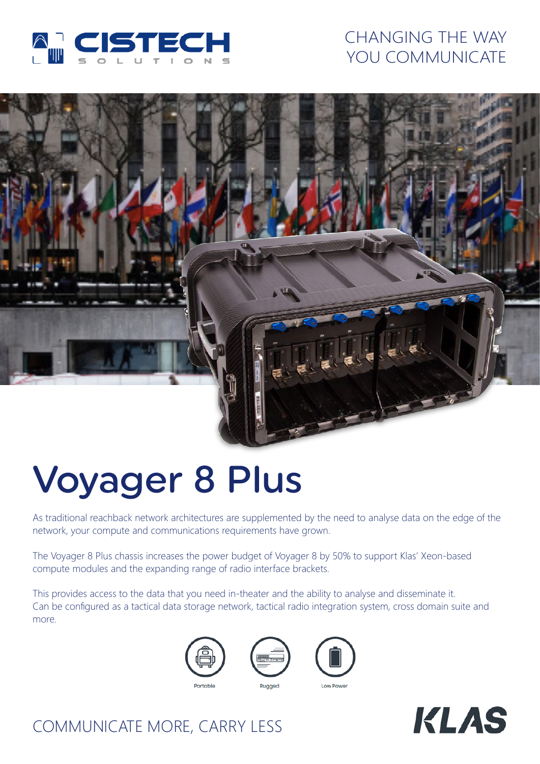CISTECH SOLUTIONS

CHANGING THE WAY YOU COMMUNICATE

# Voyager 8 Plus

As traditional reachback network architectures are supplemented by the need to analyse data on the edge of the network, your compute and communications requirements have grown.

The Voyager 8 Plus chassis increases the power budget of Voyager 8 by 50% to support Klas' Xeon-based compute modules and the expanding range of radio interface brackets.

This provides access to the data that you need in-theater and the ability to analyse and disseminate it. Can be configured as a tactical data storage network, tactical radio integration system, cross domain suite and more.

Portable | Rugged | Low Power

COMMUNICATE MORE, CARRY LESS

KLAS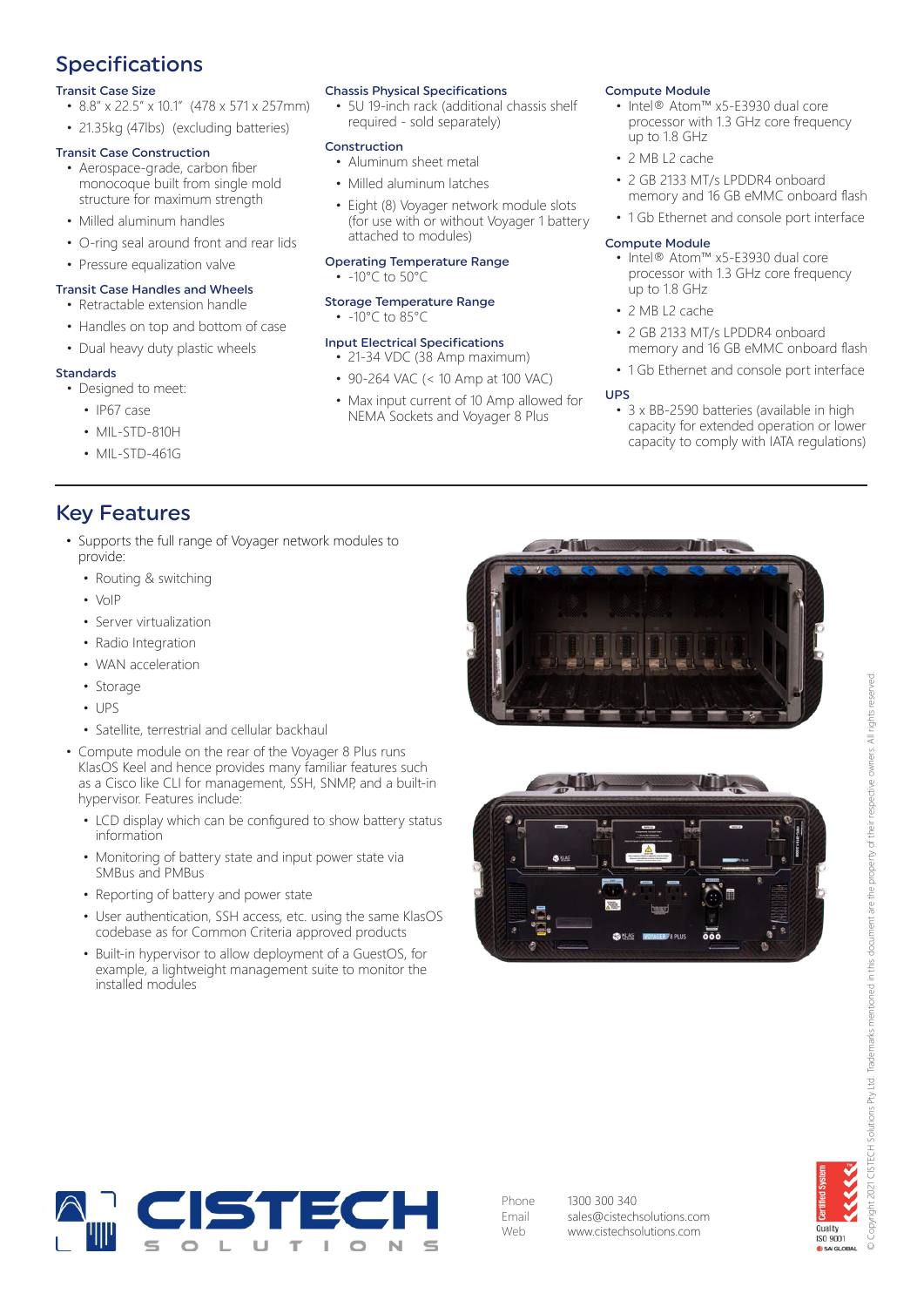## Specifications

### Transit Case Size
- 8.8" x 22.5" x 10.1" (478 x 571 x 257mm)
- 21.35kg (47lbs) (excluding batteries)

### Transit Case Construction
- Aerospace-grade, carbon fiber monocoque built from single mold structure for maximum strength
- Milled aluminum handles
- O-ring seal around front and rear lids
- Pressure equalization valve

### Transit Case Handles and Wheels
- Retractable extension handle
- Handles on top and bottom of case
- Dual heavy duty plastic wheels

### Standards
- Designed to meet:
  - IP67 case
  - MIL-STD-810H
  - MIL-STD-461G

### Chassis Physical Specifications
- 5U 19-inch rack (additional chassis shelf required - sold separately)

### Construction
- Aluminum sheet metal
- Milled aluminum latches
- Eight (8) Voyager network module slots (for use with or without Voyager 1 battery attached to modules)

### Operating Temperature Range
- -10°C to 50°C

### Storage Temperature Range
- -10°C to 85°C

### Input Electrical Specifications
- 21-34 VDC (38 Amp maximum)
- 90-264 VAC (< 10 Amp at 100 VAC)
- Max input current of 10 Amp allowed for NEMA Sockets and Voyager 8 Plus

### Compute Module
- Intel® Atom™ x5-E3930 dual core processor with 1.3 GHz core frequency up to 1.8 GHz
- 2 MB L2 cache
- 2 GB 2133 MT/s LPDDR4 onboard memory and 16 GB eMMC onboard flash
- 1 Gb Ethernet and console port interface

### Compute Module
- Intel® Atom™ x5-E3930 dual core processor with 1.3 GHz core frequency up to 1.8 GHz
- 2 MB L2 cache
- 2 GB 2133 MT/s LPDDR4 onboard memory and 16 GB eMMC onboard flash
- 1 Gb Ethernet and console port interface

### UPS
- 3 x BB-2590 batteries (available in high capacity for extended operation or lower capacity to comply with IATA regulations)

## Key Features

- Supports the full range of Voyager network modules to provide:
  - Routing & switching
  - VoIP
  - Server virtualization
  - Radio Integration
  - WAN acceleration
  - Storage
  - UPS
  - Satellite, terrestrial and cellular backhaul
- Compute module on the rear of the Voyager 8 Plus runs KlasOS Keel and hence provides many familiar features such as a Cisco like CLI for management, SSH, SNMP, and a built-in hypervisor. Features include:
  - LCD display which can be configured to show battery status information
  - Monitoring of battery state and input power state via SMBus and PMBus
  - Reporting of battery and power state
  - User authentication, SSH access, etc. using the same KlasOS codebase as for Common Criteria approved products
  - Built-in hypervisor to allow deployment of a GuestOS, for example, a lightweight management suite to monitor the installed modules

CISTECH SOLUTIONS

Phone 1300 300 340
Email sales@cistechsolutions.com
Web www.cistechsolutions.com

Certified System Quality ISO 9001 SAI GLOBAL

© Copyright 2021 CISTECH Solutions Pty Ltd. Trademarks mentioned in this document are the property of their respective owners. All rights reserved.